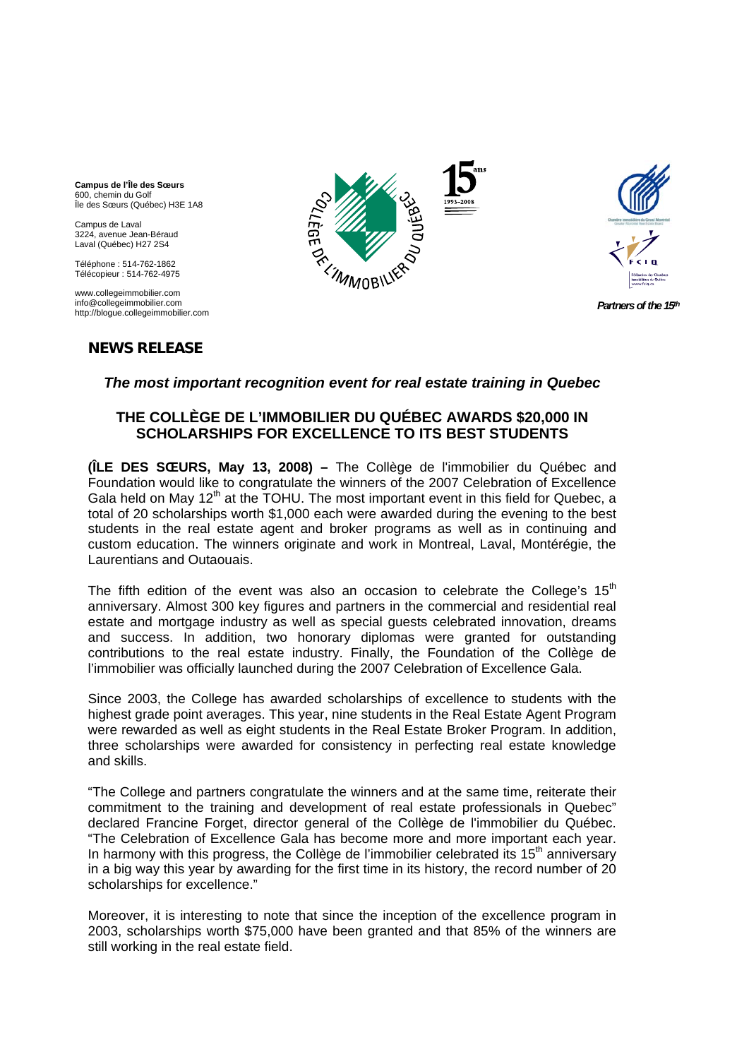**Campus de l'Île des Sœurs**
600, chemin du Golf
Île des Sœurs (Québec) H3E 1A8

Campus de Laval
3224, avenue Jean-Béraud
Laval (Québec) H27 2S4

Téléphone : 514-762-1862
Télécopieur : 514-762-4975

www.collegeimmobilier.com
info@collegeimmobilier.com
http://blogue.collegeimmobilier.com

***Partners of the 15th***

## NEWS RELEASE

***The most important recognition event for real estate training in Quebec***

### THE COLLÈGE DE L'IMMOBILIER DU QUÉBEC AWARDS $20,000 IN SCHOLARSHIPS FOR EXCELLENCE TO ITS BEST STUDENTS

**(ÎLE DES SŒURS, May 13, 2008) –** The Collège de l'immobilier du Québec and Foundation would like to congratulate the winners of the 2007 Celebration of Excellence Gala held on May 12th at the TOHU. The most important event in this field for Quebec, a total of 20 scholarships worth $1,000 each were awarded during the evening to the best students in the real estate agent and broker programs as well as in continuing and custom education. The winners originate and work in Montreal, Laval, Montérégie, the Laurentians and Outaouais.

The fifth edition of the event was also an occasion to celebrate the College's 15th anniversary. Almost 300 key figures and partners in the commercial and residential real estate and mortgage industry as well as special guests celebrated innovation, dreams and success. In addition, two honorary diplomas were granted for outstanding contributions to the real estate industry. Finally, the Foundation of the Collège de l'immobilier was officially launched during the 2007 Celebration of Excellence Gala.

Since 2003, the College has awarded scholarships of excellence to students with the highest grade point averages. This year, nine students in the Real Estate Agent Program were rewarded as well as eight students in the Real Estate Broker Program. In addition, three scholarships were awarded for consistency in perfecting real estate knowledge and skills.

"The College and partners congratulate the winners and at the same time, reiterate their commitment to the training and development of real estate professionals in Quebec" declared Francine Forget, director general of the Collège de l'immobilier du Québec. "The Celebration of Excellence Gala has become more and more important each year. In harmony with this progress, the Collège de l'immobilier celebrated its 15th anniversary in a big way this year by awarding for the first time in its history, the record number of 20 scholarships for excellence."

Moreover, it is interesting to note that since the inception of the excellence program in 2003, scholarships worth $75,000 have been granted and that 85% of the winners are still working in the real estate field.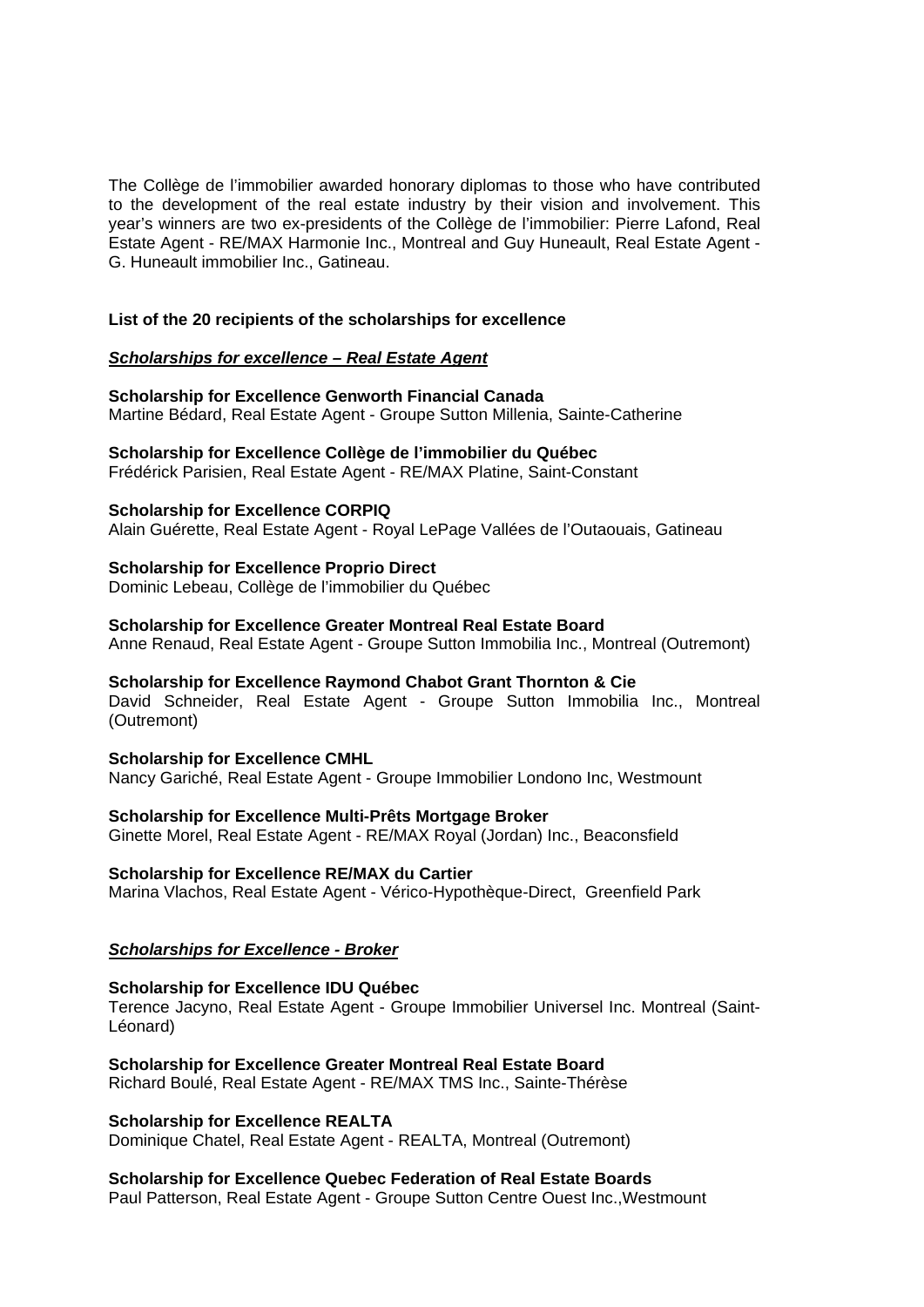The Collège de l'immobilier awarded honorary diplomas to those who have contributed to the development of the real estate industry by their vision and involvement. This year's winners are two ex-presidents of the Collège de l'immobilier: Pierre Lafond, Real Estate Agent - RE/MAX Harmonie Inc., Montreal and Guy Huneault, Real Estate Agent - G. Huneault immobilier Inc., Gatineau.

**List of the 20 recipients of the scholarships for excellence**

***Scholarships for excellence – Real Estate Agent***

**Scholarship for Excellence Genworth Financial Canada**
Martine Bédard, Real Estate Agent - Groupe Sutton Millenia, Sainte-Catherine

**Scholarship for Excellence Collège de l'immobilier du Québec**
Frédérick Parisien, Real Estate Agent - RE/MAX Platine, Saint-Constant

**Scholarship for Excellence CORPIQ**
Alain Guérette, Real Estate Agent - Royal LePage Vallées de l'Outaouais, Gatineau

**Scholarship for Excellence Proprio Direct**
Dominic Lebeau, Collège de l'immobilier du Québec

**Scholarship for Excellence Greater Montreal Real Estate Board**
Anne Renaud, Real Estate Agent - Groupe Sutton Immobilia Inc., Montreal (Outremont)

**Scholarship for Excellence Raymond Chabot Grant Thornton & Cie**
David Schneider, Real Estate Agent - Groupe Sutton Immobilia Inc., Montreal (Outremont)

**Scholarship for Excellence CMHL**
Nancy Gariché, Real Estate Agent - Groupe Immobilier Londono Inc, Westmount

**Scholarship for Excellence Multi-Prêts Mortgage Broker**
Ginette Morel, Real Estate Agent - RE/MAX Royal (Jordan) Inc., Beaconsfield

**Scholarship for Excellence RE/MAX du Cartier**
Marina Vlachos, Real Estate Agent - Vérico-Hypothèque-Direct, Greenfield Park

***Scholarships for Excellence - Broker***

**Scholarship for Excellence IDU Québec**
Terence Jacyno, Real Estate Agent - Groupe Immobilier Universel Inc. Montreal (Saint-Léonard)

**Scholarship for Excellence Greater Montreal Real Estate Board**
Richard Boulé, Real Estate Agent - RE/MAX TMS Inc., Sainte-Thérèse

**Scholarship for Excellence REALTA**
Dominique Chatel, Real Estate Agent - REALTA, Montreal (Outremont)

**Scholarship for Excellence Quebec Federation of Real Estate Boards**
Paul Patterson, Real Estate Agent - Groupe Sutton Centre Ouest Inc.,Westmount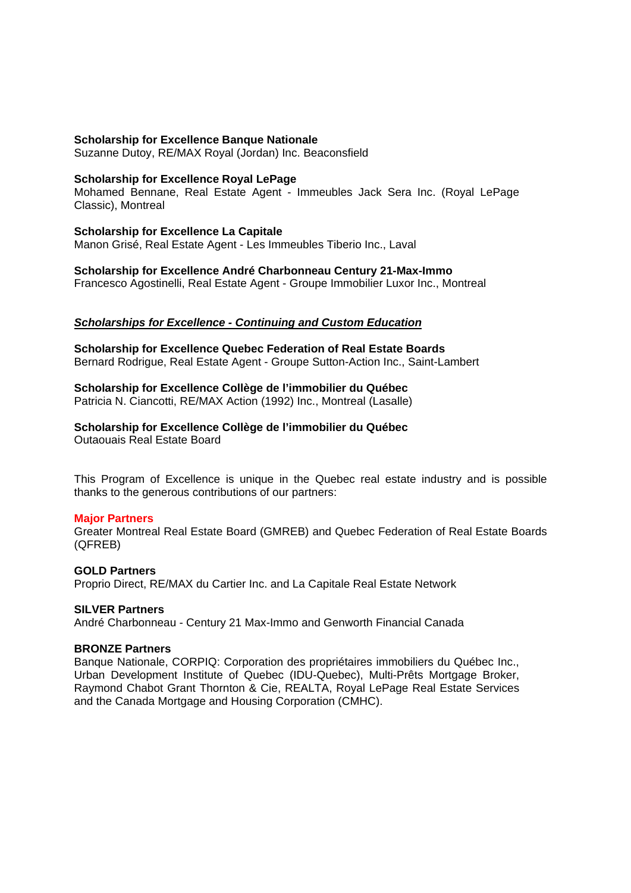**Scholarship for Excellence Banque Nationale**
Suzanne Dutoy, RE/MAX Royal (Jordan) Inc. Beaconsfield

**Scholarship for Excellence Royal LePage**
Mohamed Bennane, Real Estate Agent - Immeubles Jack Sera Inc. (Royal LePage Classic), Montreal

**Scholarship for Excellence La Capitale**
Manon Grisé, Real Estate Agent - Les Immeubles Tiberio Inc., Laval

**Scholarship for Excellence André Charbonneau Century 21-Max-Immo**
Francesco Agostinelli, Real Estate Agent - Groupe Immobilier Luxor Inc., Montreal

***Scholarships for Excellence - Continuing and Custom Education***

**Scholarship for Excellence Quebec Federation of Real Estate Boards**
Bernard Rodrigue, Real Estate Agent - Groupe Sutton-Action Inc., Saint-Lambert

**Scholarship for Excellence Collège de l'immobilier du Québec**
Patricia N. Ciancotti, RE/MAX Action (1992) Inc., Montreal (Lasalle)

**Scholarship for Excellence Collège de l'immobilier du Québec**
Outaouais Real Estate Board

This Program of Excellence is unique in the Quebec real estate industry and is possible thanks to the generous contributions of our partners:

**Major Partners**
Greater Montreal Real Estate Board (GMREB) and Quebec Federation of Real Estate Boards (QFREB)

**GOLD Partners**
Proprio Direct, RE/MAX du Cartier Inc. and La Capitale Real Estate Network

**SILVER Partners**
André Charbonneau - Century 21 Max-Immo and Genworth Financial Canada

**BRONZE Partners**
Banque Nationale, CORPIQ: Corporation des propriétaires immobiliers du Québec Inc., Urban Development Institute of Quebec (IDU-Quebec), Multi-Prêts Mortgage Broker, Raymond Chabot Grant Thornton & Cie, REALTA, Royal LePage Real Estate Services and the Canada Mortgage and Housing Corporation (CMHC).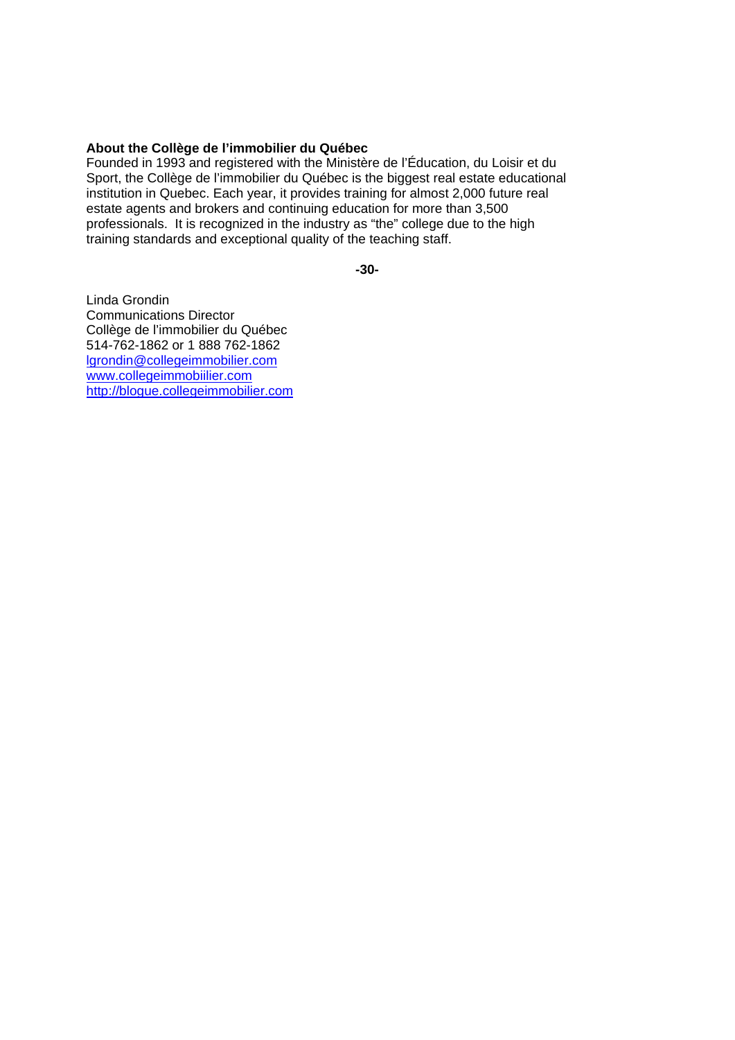**About the Collège de l'immobilier du Québec**
Founded in 1993 and registered with the Ministère de l'Éducation, du Loisir et du Sport, the Collège de l'immobilier du Québec is the biggest real estate educational institution in Quebec. Each year, it provides training for almost 2,000 future real estate agents and brokers and continuing education for more than 3,500 professionals. It is recognized in the industry as "the" college due to the high training standards and exceptional quality of the teaching staff.

**-30-**

Linda Grondin
Communications Director
Collège de l'immobilier du Québec
514-762-1862 or 1 888 762-1862
lgrondin@collegeimmobilier.com
www.collegeimmobiilier.com
http://blogue.collegeimmobilier.com